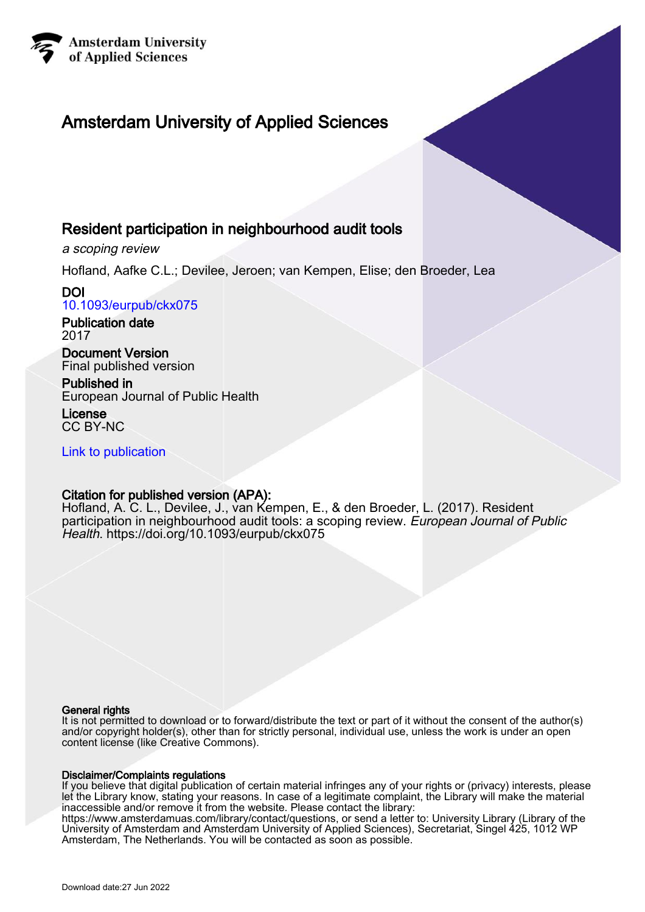Amsterdam University of Applied Sciences

# Amsterdam University of Applied Sciences

## Resident participation in neighbourhood audit tools

*a scoping review*

Hofland, Aafke C.L.; Devilee, Jeroen; van Kempen, Elise; den Broeder, Lea

**DOI**
10.1093/eurpub/ckx075

**Publication date**
2017

**Document Version**
Final published version

**Published in**
European Journal of Public Health

**License**
CC BY-NC

Link to publication

**Citation for published version (APA):**
Hofland, A. C. L., Devilee, J., van Kempen, E., & den Broeder, L. (2017). Resident participation in neighbourhood audit tools: a scoping review. *European Journal of Public Health*. https://doi.org/10.1093/eurpub/ckx075

**General rights**
It is not permitted to download or to forward/distribute the text or part of it without the consent of the author(s) and/or copyright holder(s), other than for strictly personal, individual use, unless the work is under an open content license (like Creative Commons).

**Disclaimer/Complaints regulations**
If you believe that digital publication of certain material infringes any of your rights or (privacy) interests, please let the Library know, stating your reasons. In case of a legitimate complaint, the Library will make the material inaccessible and/or remove it from the website. Please contact the library: https://www.amsterdamuas.com/library/contact/questions, or send a letter to: University Library (Library of the University of Amsterdam and Amsterdam University of Applied Sciences), Secretariat, Singel 425, 1012 WP Amsterdam, The Netherlands. You will be contacted as soon as possible.

Download date:27 Jun 2022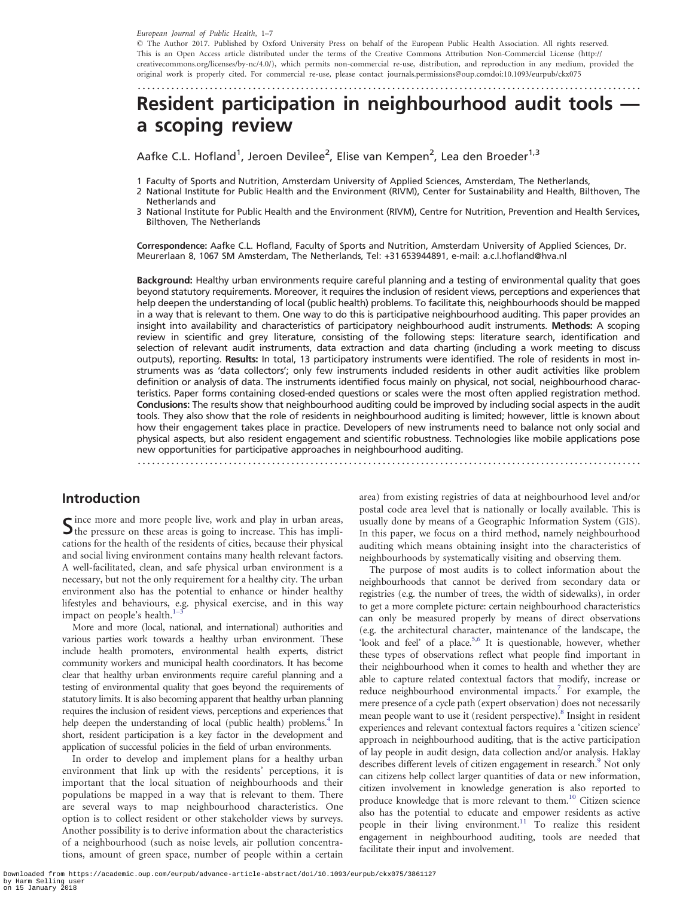European Journal of Public Health, 1–7

© The Author 2017. Published by Oxford University Press on behalf of the European Public Health Association. All rights reserved. This is an Open Access article distributed under the terms of the Creative Commons Attribution Non-Commercial License (http://creativecommons.org/licenses/by-nc/4.0/), which permits non-commercial re-use, distribution, and reproduction in any medium, provided the original work is properly cited. For commercial re-use, please contact journals.permissions@oup.comdoi:10.1093/eurpub/ckx075

# Resident participation in neighbourhood audit tools — a scoping review

Aafke C.L. Hofland[1], Jeroen Devilee[2], Elise van Kempen[2], Lea den Broeder[1,3]

1 Faculty of Sports and Nutrition, Amsterdam University of Applied Sciences, Amsterdam, The Netherlands,
2 National Institute for Public Health and the Environment (RIVM), Center for Sustainability and Health, Bilthoven, The Netherlands and
3 National Institute for Public Health and the Environment (RIVM), Centre for Nutrition, Prevention and Health Services, Bilthoven, The Netherlands

**Correspondence:** Aafke C.L. Hofland, Faculty of Sports and Nutrition, Amsterdam University of Applied Sciences, Dr. Meurerlaan 8, 1067 SM Amsterdam, The Netherlands, Tel: +31 653944891, e-mail: a.c.l.hofland@hva.nl

**Background:** Healthy urban environments require careful planning and a testing of environmental quality that goes beyond statutory requirements. Moreover, it requires the inclusion of resident views, perceptions and experiences that help deepen the understanding of local (public health) problems. To facilitate this, neighbourhoods should be mapped in a way that is relevant to them. One way to do this is participative neighbourhood auditing. This paper provides an insight into availability and characteristics of participatory neighbourhood audit instruments. **Methods:** A scoping review in scientific and grey literature, consisting of the following steps: literature search, identification and selection of relevant audit instruments, data extraction and data charting (including a work meeting to discuss outputs), reporting. **Results:** In total, 13 participatory instruments were identified. The role of residents in most instruments was as 'data collectors'; only few instruments included residents in other audit activities like problem definition or analysis of data. The instruments identified focus mainly on physical, not social, neighbourhood characteristics. Paper forms containing closed-ended questions or scales were the most often applied registration method. **Conclusions:** The results show that neighbourhood auditing could be improved by including social aspects in the audit tools. They also show that the role of residents in neighbourhood auditing is limited; however, little is known about how their engagement takes place in practice. Developers of new instruments need to balance not only social and physical aspects, but also resident engagement and scientific robustness. Technologies like mobile applications pose new opportunities for participative approaches in neighbourhood auditing.

## Introduction

Since more and more people live, work and play in urban areas, the pressure on these areas is going to increase. This has implications for the health of the residents of cities, because their physical and social living environment contains many health relevant factors. A well-facilitated, clean, and safe physical urban environment is a necessary, but not the only requirement for a healthy city. The urban environment also has the potential to enhance or hinder healthy lifestyles and behaviours, e.g. physical exercise, and in this way impact on people's health.[1–3]

More and more (local, national, and international) authorities and various parties work towards a healthy urban environment. These include health promoters, environmental health experts, district community workers and municipal health coordinators. It has become clear that healthy urban environments require careful planning and a testing of environmental quality that goes beyond the requirements of statutory limits. It is also becoming apparent that healthy urban planning requires the inclusion of resident views, perceptions and experiences that help deepen the understanding of local (public health) problems.[4] In short, resident participation is a key factor in the development and application of successful policies in the field of urban environments.

In order to develop and implement plans for a healthy urban environment that link up with the residents' perceptions, it is important that the local situation of neighbourhoods and their populations be mapped in a way that is relevant to them. There are several ways to map neighbourhood characteristics. One option is to collect resident or other stakeholder views by surveys. Another possibility is to derive information about the characteristics of a neighbourhood (such as noise levels, air pollution concentrations, amount of green space, number of people within a certain area) from existing registries of data at neighbourhood level and/or postal code area level that is nationally or locally available. This is usually done by means of a Geographic Information System (GIS). In this paper, we focus on a third method, namely neighbourhood auditing which means obtaining insight into the characteristics of neighbourhoods by systematically visiting and observing them.

The purpose of most audits is to collect information about the neighbourhoods that cannot be derived from secondary data or registries (e.g. the number of trees, the width of sidewalks), in order to get a more complete picture: certain neighbourhood characteristics can only be measured properly by means of direct observations (e.g. the architectural character, maintenance of the landscape, the 'look and feel' of a place.[5,6] It is questionable, however, whether these types of observations reflect what people find important in their neighbourhood when it comes to health and whether they are able to capture related contextual factors that modify, increase or reduce neighbourhood environmental impacts.[7] For example, the mere presence of a cycle path (expert observation) does not necessarily mean people want to use it (resident perspective).[8] Insight in resident experiences and relevant contextual factors requires a 'citizen science' approach in neighbourhood auditing, that is the active participation of lay people in audit design, data collection and/or analysis. Haklay describes different levels of citizen engagement in research.[9] Not only can citizens help collect larger quantities of data or new information, citizen involvement in knowledge generation is also reported to produce knowledge that is more relevant to them.[10] Citizen science also has the potential to educate and empower residents as active people in their living environment.[11] To realize this resident engagement in neighbourhood auditing, tools are needed that facilitate their input and involvement.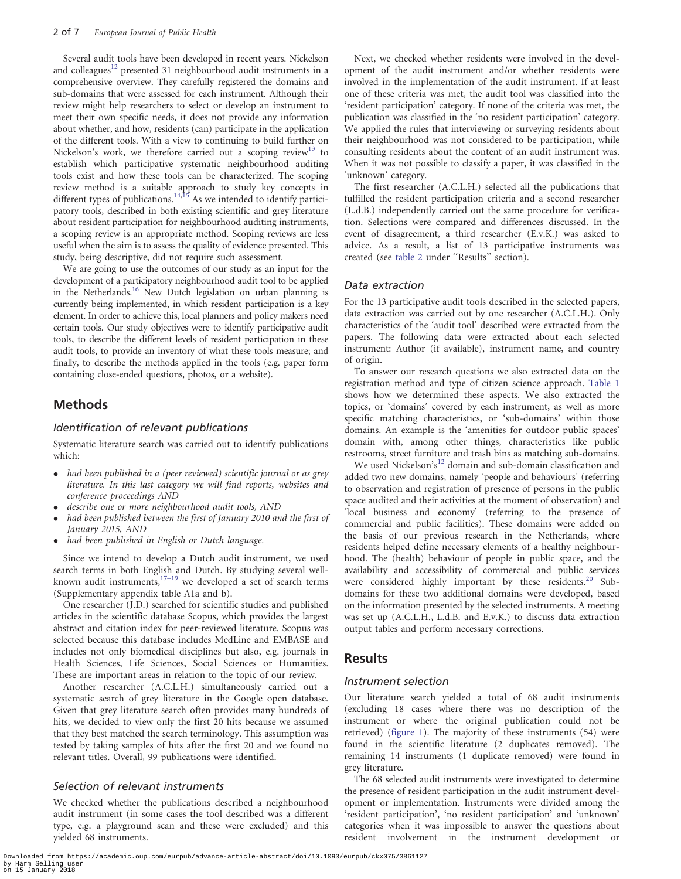Several audit tools have been developed in recent years. Nickelson and colleagues[12] presented 31 neighbourhood audit instruments in a comprehensive overview. They carefully registered the domains and sub-domains that were assessed for each instrument. Although their review might help researchers to select or develop an instrument to meet their own specific needs, it does not provide any information about whether, and how, residents (can) participate in the application of the different tools. With a view to continuing to build further on Nickelson's work, we therefore carried out a scoping review[13] to establish which participative systematic neighbourhood auditing tools exist and how these tools can be characterized. The scoping review method is a suitable approach to study key concepts in different types of publications.[14,15] As we intended to identify participatory tools, described in both existing scientific and grey literature about resident participation for neighbourhood auditing instruments, a scoping review is an appropriate method. Scoping reviews are less useful when the aim is to assess the quality of evidence presented. This study, being descriptive, did not require such assessment.

We are going to use the outcomes of our study as an input for the development of a participatory neighbourhood audit tool to be applied in the Netherlands.[16] New Dutch legislation on urban planning is currently being implemented, in which resident participation is a key element. In order to achieve this, local planners and policy makers need certain tools. Our study objectives were to identify participative audit tools, to describe the different levels of resident participation in these audit tools, to provide an inventory of what these tools measure; and finally, to describe the methods applied in the tools (e.g. paper form containing close-ended questions, photos, or a website).

## Methods

### Identification of relevant publications

Systematic literature search was carried out to identify publications which:

- *had been published in a (peer reviewed) scientific journal or as grey literature. In this last category we will find reports, websites and conference proceedings AND*
- *describe one or more neighbourhood audit tools, AND*
- *had been published between the first of January 2010 and the first of January 2015, AND*
- *had been published in English or Dutch language.*

Since we intend to develop a Dutch audit instrument, we used search terms in both English and Dutch. By studying several well-known audit instruments,[17–19] we developed a set of search terms (Supplementary appendix table A1a and b).

One researcher (J.D.) searched for scientific studies and published articles in the scientific database Scopus, which provides the largest abstract and citation index for peer-reviewed literature. Scopus was selected because this database includes MedLine and EMBASE and includes not only biomedical disciplines but also, e.g. journals in Health Sciences, Life Sciences, Social Sciences or Humanities. These are important areas in relation to the topic of our review.

Another researcher (A.C.L.H.) simultaneously carried out a systematic search of grey literature in the Google open database. Given that grey literature search often provides many hundreds of hits, we decided to view only the first 20 hits because we assumed that they best matched the search terminology. This assumption was tested by taking samples of hits after the first 20 and we found no relevant titles. Overall, 99 publications were identified.

### Selection of relevant instruments

We checked whether the publications described a neighbourhood audit instrument (in some cases the tool described was a different type, e.g. a playground scan and these were excluded) and this yielded 68 instruments.

Next, we checked whether residents were involved in the development of the audit instrument and/or whether residents were involved in the implementation of the audit instrument. If at least one of these criteria was met, the audit tool was classified into the 'resident participation' category. If none of the criteria was met, the publication was classified in the 'no resident participation' category. We applied the rules that interviewing or surveying residents about their neighbourhood was not considered to be participation, while consulting residents about the content of an audit instrument was. When it was not possible to classify a paper, it was classified in the 'unknown' category.

The first researcher (A.C.L.H.) selected all the publications that fulfilled the resident participation criteria and a second researcher (L.d.B.) independently carried out the same procedure for verification. Selections were compared and differences discussed. In the event of disagreement, a third researcher (E.v.K.) was asked to advice. As a result, a list of 13 participative instruments was created (see table 2 under "Results" section).

### Data extraction

For the 13 participative audit tools described in the selected papers, data extraction was carried out by one researcher (A.C.L.H.). Only characteristics of the 'audit tool' described were extracted from the papers. The following data were extracted about each selected instrument: Author (if available), instrument name, and country of origin.

To answer our research questions we also extracted data on the registration method and type of citizen science approach. Table 1 shows how we determined these aspects. We also extracted the topics, or 'domains' covered by each instrument, as well as more specific matching characteristics, or 'sub-domains' within those domains. An example is the 'amenities for outdoor public spaces' domain with, among other things, characteristics like public restrooms, street furniture and trash bins as matching sub-domains.

We used Nickelson's[12] domain and sub-domain classification and added two new domains, namely 'people and behaviours' (referring to observation and registration of presence of persons in the public space audited and their activities at the moment of observation) and 'local business and economy' (referring to the presence of commercial and public facilities). These domains were added on the basis of our previous research in the Netherlands, where residents helped define necessary elements of a healthy neighbourhood. The (health) behaviour of people in public space, and the availability and accessibility of commercial and public services were considered highly important by these residents.[20] Sub-domains for these two additional domains were developed, based on the information presented by the selected instruments. A meeting was set up (A.C.L.H., L.d.B. and E.v.K.) to discuss data extraction output tables and perform necessary corrections.

## Results

### Instrument selection

Our literature search yielded a total of 68 audit instruments (excluding 18 cases where there was no description of the instrument or where the original publication could not be retrieved) (figure 1). The majority of these instruments (54) were found in the scientific literature (2 duplicates removed). The remaining 14 instruments (1 duplicate removed) were found in grey literature.

The 68 selected audit instruments were investigated to determine the presence of resident participation in the audit instrument development or implementation. Instruments were divided among the 'resident participation', 'no resident participation' and 'unknown' categories when it was impossible to answer the questions about resident involvement in the instrument development or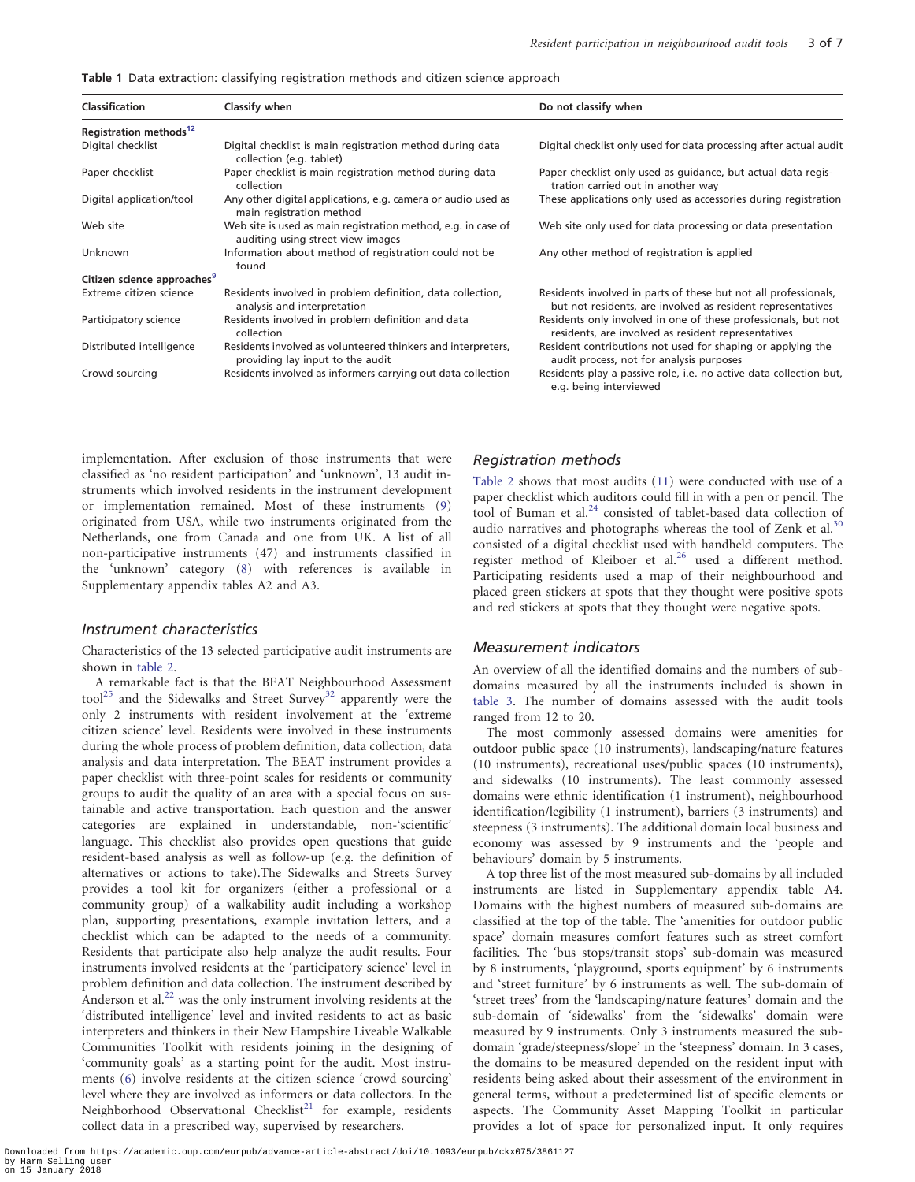**Table 1** Data extraction: classifying registration methods and citizen science approach

| Classification | Classify when | Do not classify when |
| --- | --- | --- |
| **Registration methods**[12] | | |
| Digital checklist | Digital checklist is main registration method during data collection (e.g. tablet) | Digital checklist only used for data processing after actual audit |
| Paper checklist | Paper checklist is main registration method during data collection | Paper checklist only used as guidance, but actual data registration carried out in another way |
| Digital application/tool | Any other digital applications, e.g. camera or audio used as main registration method | These applications only used as accessories during registration |
| Web site | Web site is used as main registration method, e.g. in case of auditing using street view images | Web site only used for data processing or data presentation |
| Unknown | Information about method of registration could not be found | Any other method of registration is applied |
| **Citizen science approaches**[9] | | |
| Extreme citizen science | Residents involved in problem definition, data collection, analysis and interpretation | Residents involved in parts of these but not all professionals, but not residents, are involved as resident representatives |
| Participatory science | Residents involved in problem definition and data collection | Residents only involved in one of these professionals, but not residents, are involved as resident representatives |
| Distributed intelligence | Residents involved as volunteered thinkers and interpreters, providing lay input to the audit | Resident contributions not used for shaping or applying the audit process, not for analysis purposes |
| Crowd sourcing | Residents involved as informers carrying out data collection | Residents play a passive role, i.e. no active data collection but, e.g. being interviewed |

implementation. After exclusion of those instruments that were classified as 'no resident participation' and 'unknown', 13 audit instruments which involved residents in the instrument development or implementation remained. Most of these instruments (9) originated from USA, while two instruments originated from the Netherlands, one from Canada and one from UK. A list of all non-participative instruments (47) and instruments classified in the 'unknown' category (8) with references is available in Supplementary appendix tables A2 and A3.

### Instrument characteristics

Characteristics of the 13 selected participative audit instruments are shown in table 2.

A remarkable fact is that the BEAT Neighbourhood Assessment tool[25] and the Sidewalks and Street Survey[32] apparently were the only 2 instruments with resident involvement at the 'extreme citizen science' level. Residents were involved in these instruments during the whole process of problem definition, data collection, data analysis and data interpretation. The BEAT instrument provides a paper checklist with three-point scales for residents or community groups to audit the quality of an area with a special focus on sustainable and active transportation. Each question and the answer categories are explained in understandable, non-'scientific' language. This checklist also provides open questions that guide resident-based analysis as well as follow-up (e.g. the definition of alternatives or actions to take).The Sidewalks and Streets Survey provides a tool kit for organizers (either a professional or a community group) of a walkability audit including a workshop plan, supporting presentations, example invitation letters, and a checklist which can be adapted to the needs of a community. Residents that participate also help analyze the audit results. Four instruments involved residents at the 'participatory science' level in problem definition and data collection. The instrument described by Anderson et al.[22] was the only instrument involving residents at the 'distributed intelligence' level and invited residents to act as basic interpreters and thinkers in their New Hampshire Liveable Walkable Communities Toolkit with residents joining in the designing of 'community goals' as a starting point for the audit. Most instruments (6) involve residents at the citizen science 'crowd sourcing' level where they are involved as informers or data collectors. In the Neighborhood Observational Checklist[21] for example, residents collect data in a prescribed way, supervised by researchers.

### Registration methods

Table 2 shows that most audits (11) were conducted with use of a paper checklist which auditors could fill in with a pen or pencil. The tool of Buman et al.[24] consisted of tablet-based data collection of audio narratives and photographs whereas the tool of Zenk et al.[30] consisted of a digital checklist used with handheld computers. The register method of Kleiboer et al.[26] used a different method. Participating residents used a map of their neighbourhood and placed green stickers at spots that they thought were positive spots and red stickers at spots that they thought were negative spots.

### Measurement indicators

An overview of all the identified domains and the numbers of subdomains measured by all the instruments included is shown in table 3. The number of domains assessed with the audit tools ranged from 12 to 20.

The most commonly assessed domains were amenities for outdoor public space (10 instruments), landscaping/nature features (10 instruments), recreational uses/public spaces (10 instruments), and sidewalks (10 instruments). The least commonly assessed domains were ethnic identification (1 instrument), neighbourhood identification/legibility (1 instrument), barriers (3 instruments) and steepness (3 instruments). The additional domain local business and economy was assessed by 9 instruments and the 'people and behaviours' domain by 5 instruments.

A top three list of the most measured sub-domains by all included instruments are listed in Supplementary appendix table A4. Domains with the highest numbers of measured sub-domains are classified at the top of the table. The 'amenities for outdoor public space' domain measures comfort features such as street comfort facilities. The 'bus stops/transit stops' sub-domain was measured by 8 instruments, 'playground, sports equipment' by 6 instruments and 'street furniture' by 6 instruments as well. The sub-domain of 'street trees' from the 'landscaping/nature features' domain and the sub-domain of 'sidewalks' from the 'sidewalks' domain were measured by 9 instruments. Only 3 instruments measured the subdomain 'grade/steepness/slope' in the 'steepness' domain. In 3 cases, the domains to be measured depended on the resident input with residents being asked about their assessment of the environment in general terms, without a predetermined list of specific elements or aspects. The Community Asset Mapping Toolkit in particular provides a lot of space for personalized input. It only requires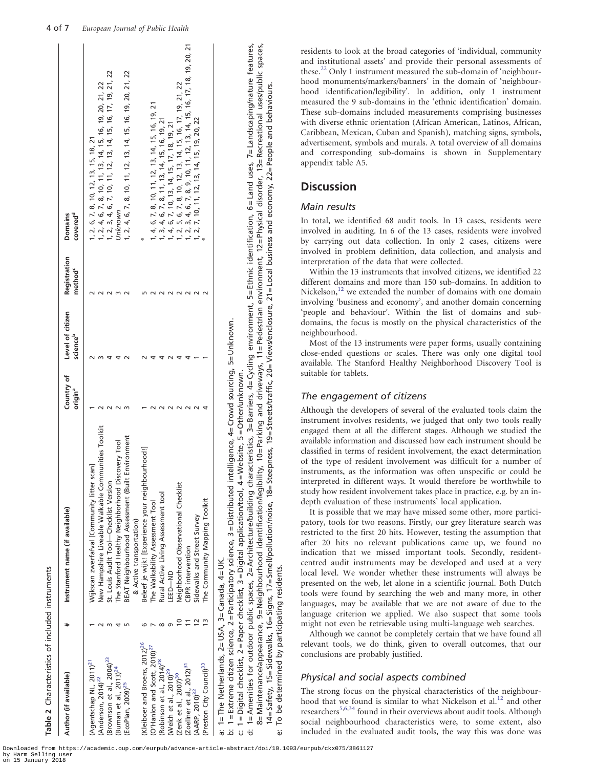**Table 2** Characteristics of included instruments

| Author (if available) | # | Instrument name (if available) | Country of origin[a] | Level of citizen science[b] | Registration method[c] | Domains covered[d] |
|---|---|---|---|---|---|---|
| (Agentschap NL, 2011)[21] | 1 | Wijkscan zwerfafval [Community litter scan] | 1 | 2 | 2 | 1, 2, 6, 7, 8, 10, 12, 13, 15, 18, 21 |
| (Anderson, 2014)[22] | 2 | New Hampshire Liveable Walkable Communities Toolkit | 2 | 3 | 2 | 1, 2, 4, 6, 7, 8, 10, 11, 13, 14, 15, 16, 19, 20, 21, 22 |
| (Brownson et al., 2004)[23] | 3 | St. Louis Audit Tool—Checklist Version | 2 | 4 | 2 | 1, 2, 3, 4, 6, 7, 10, 11, 12, 13, 14, 15, 16, 17, 19, 21, 22 |
| (Buman et al., 2013)[24] | 4 | The Stanford Healthy Neighborhood Discovery Tool | 2 | 4 | 3 | Unknown |
| (EcoPlan, 2009)[25] | 5 | BEAT Neighbourhood Assessment (Built Environment & Active transportation) | 3 | 2 | 2 | 1, 2, 4, 6, 7, 8, 10, 11, 12, 13, 14, 15, 16, 19, 20, 21, 22 |
| (Kleiboer and Broens, 2012)[26] | 6 | Beleef je wijk! [Experience your neighbourhood!] | 1 | 2 | 5 | e |
| (O'Hanlon and Scott, 2010)[27] | 7 | The Walkability Assessment Tool | 2 | 4 | 2 | 1, 4, 6, 7, 8, 10, 11, 12, 13, 14, 15, 16, 19, 21 |
| (Robinson et al., 2014)[28] | 8 | Rural Active Living Assessment tool | 2 | 4 | 2 | 1, 3, 4, 6, 7, 8, 11, 13, 14, 15, 16, 19, 21 |
| (Welch et al., 2010)[29] | 9 | LEED—ND | 2 | 2 | 2 | 1, 4, 6, 7, 10, 13, 14, 15, 17, 18, 19, 21 |
| (Zenk et al., 2007)[30] | 10 | Neighborhood Observational Checklist | 2 | 4 | 2 | 1, 2, 5, 6, 7, 8, 10, 12, 13, 14, 15, 16, 17, 19, 21, 22 |
| (Zoellner et al., 2012)[31] | 11 | CBPR intervention | 2 | 4 | 2 | 1, 2, 3, 4, 6, 7, 8, 9, 10, 11, 12, 13, 14, 15, 16, 17, 18, 19, 20, 21 |
| (AARP, 2010)[32] | 12 | Sidewalks and Street Survey | 2 | 1 | 2 | 1, 2, 7, 10, 11, 12, 13, 14, 15, 19, 20, 22 |
| (Preston City Council)[33] | 13 | The Community Mapping Toolkit | 4 | 1 | 2 | e |

a: 1= The Netherlands, 2= USA, 3= Canada, 4= UK.

b: 1 = Extreme citizen science, 2 = Participatory science, 3 = Distributed intelligence, 4= Crowd sourcing, 5= Unknown.

c: 1 = Digital checklist, 2 = Paper checklist, 3 = Digital application/tool, 4 = Website, 5 = Other/unknown.

d: 1= Amenities for outdoor public spaces, 2= Architecture/building characteristics, 3= Barriers, 4= Cycling environment, 5= Ethnic identification, 6= Land uses, 7= Landscaping/nature features, 8= Maintenance/appearance, 9= Neighbourhood identification/legibility, 10= Parking and driveways, 11= Pedestrian environment, 12= Physical disorder, 13= Recreational uses/public spaces, 14= Safety, 15= Sidewalks, 16= Signs, 17= Smell/pollution/noise, 18= Steepness, 19= Streets/traffic, 20= Views/enclosure, 21= Local business and economy, 22= People and behaviours.

e: To be determined by participating residents.

residents to look at the broad categories of 'individual, community and institutional assets' and provide their personal assessments of these.[22] Only 1 instrument measured the sub-domain of 'neighbourhood monuments/markers/banners' in the domain of 'neighbourhood identification/legibility'. In addition, only 1 instrument measured the 9 sub-domains in the 'ethnic identification' domain. These sub-domains included measurements comprising businesses with diverse ethnic orientation (African American, Latinos, African, Caribbean, Mexican, Cuban and Spanish), matching signs, symbols, advertisement, symbols and murals. A total overview of all domains and corresponding sub-domains is shown in Supplementary appendix table A5.

## Discussion

### Main results

In total, we identified 68 audit tools. In 13 cases, residents were involved in auditing. In 6 of the 13 cases, residents were involved by carrying out data collection. In only 2 cases, citizens were involved in problem definition, data collection, and analysis and interpretation of the data that were collected.

Within the 13 instruments that involved citizens, we identified 22 different domains and more than 150 sub-domains. In addition to Nickelson,[12] we extended the number of domains with one domain involving 'business and economy', and another domain concerning 'people and behaviour'. Within the list of domains and sub-domains, the focus is mostly on the physical characteristics of the neighbourhood.

Most of the 13 instruments were paper forms, usually containing close-ended questions or scales. There was only one digital tool available. The Stanford Healthy Neighborhood Discovery Tool is suitable for tablets.

### The engagement of citizens

Although the developers of several of the evaluated tools claim the instrument involves residents, we judged that only two tools really engaged them at all the different stages. Although we studied the available information and discussed how each instrument should be classified in terms of resident involvement, the exact determination of the type of resident involvement was difficult for a number of instruments, as the information was often unspecific or could be interpreted in different ways. It would therefore be worthwhile to study how resident involvement takes place in practice, e.g. by an in-depth evaluation of these instruments' local application.

It is possible that we may have missed some other, more participatory, tools for two reasons. Firstly, our grey literature search was restricted to the first 20 hits. However, testing the assumption that after 20 hits no relevant publications came up, we found no indication that we missed important tools. Secondly, resident-centred audit instruments may be developed and used at a very local level. We wonder whether these instruments will always be presented on the web, let alone in a scientific journal. Both Dutch tools were found by searching the web and many more, in other languages, may be available that we are not aware of due to the language criterion we applied. We also suspect that some tools might not even be retrievable using multi-language web searches.

Although we cannot be completely certain that we have found all relevant tools, we do think, given to overall outcomes, that our conclusions are probably justified.

### Physical and social aspects combined

The strong focus on the physical characteristics of the neighbourhood that we found is similar to what Nickelson et al.[12] and other researchers[5,6,34] found in their overviews about audit tools. Although social neighbourhood characteristics were, to some extent, also included in the evaluated audit tools, the way this was done was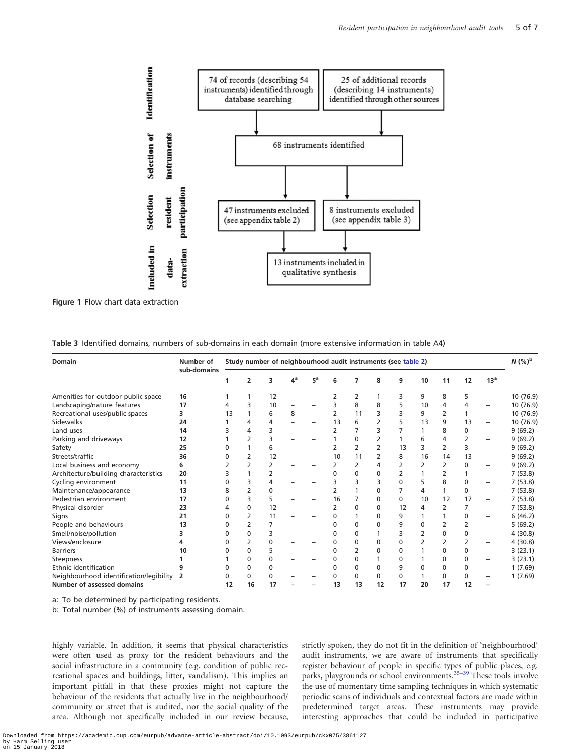| Identification | |
|---|---|
| 74 of records (describing 54 instruments) identified through database searching | 25 of additional records (describing 14 instruments) identified through other sources |

**Selection of instruments:** 68 instruments identified

**Selection resident participation:** 47 instruments excluded (see appendix table 2); 8 instruments excluded (see appendix table 3)

**Included in data-extraction:** 13 instruments included in qualitative synthesis

**Figure 1** Flow chart data extraction

**Table 3** Identified domains, numbers of sub-domains in each domain (more extensive information in table A4)

| Domain | Number of sub-domains | Study number of neighbourhood audit instruments (see table 2) | | | | | | | | | | | | | N (%)[b] |
|---|---|---|---|---|---|---|---|---|---|---|---|---|---|---|---|
| | | 1 | 2 | 3 | 4[a] | 5[a] | 6 | 7 | 8 | 9 | 10 | 11 | 12 | 13[a] | |
| Amenities for outdoor public space | **16** | 1 | 1 | 12 | – | – | 2 | 2 | 1 | 3 | 9 | 8 | 5 | – | 10 (76.9) |
| Landscaping/nature features | **17** | 4 | 3 | 10 | – | – | 3 | 8 | 8 | 5 | 10 | 4 | 4 | – | 10 (76.9) |
| Recreational uses/public spaces | **3** | 13 | 1 | 6 | 8 | – | 2 | 11 | 3 | 3 | 9 | 2 | 1 | – | 10 (76.9) |
| Sidewalks | **24** | 1 | 4 | 4 | – | – | 13 | 6 | 2 | 5 | 13 | 9 | 13 | – | 10 (76.9) |
| Land uses | **14** | 3 | 4 | 3 | – | – | 2 | 7 | 3 | 7 | 1 | 8 | 0 | – | 9 (69.2) |
| Parking and driveways | **12** | 1 | 2 | 3 | – | – | 1 | 0 | 2 | 1 | 6 | 4 | 2 | – | 9 (69.2) |
| Safety | **25** | 0 | 1 | 6 | – | – | 2 | 2 | 2 | 13 | 3 | 2 | 3 | – | 9 (69.2) |
| Streets/traffic | **36** | 0 | 2 | 12 | – | – | 10 | 11 | 2 | 8 | 16 | 14 | 13 | – | 9 (69.2) |
| Local business and economy | **6** | 2 | 2 | 2 | – | – | 2 | 2 | 4 | 2 | 2 | 2 | 0 | – | 9 (69.2) |
| Architecture/building characteristics | **20** | 3 | 1 | 2 | – | – | 0 | 0 | 0 | 2 | 1 | 2 | 1 | – | 7 (53.8) |
| Cycling environment | **11** | 0 | 3 | 4 | – | – | 3 | 3 | 3 | 0 | 5 | 8 | 0 | – | 7 (53.8) |
| Maintenance/appearance | **13** | 8 | 2 | 0 | – | – | 2 | 1 | 0 | 7 | 4 | 1 | 0 | – | 7 (53.8) |
| Pedestrian environment | **17** | 0 | 3 | 5 | – | – | 16 | 7 | 0 | 0 | 10 | 12 | 17 | – | 7 (53.8) |
| Physical disorder | **23** | 4 | 0 | 12 | – | – | 2 | 0 | 0 | 12 | 4 | 2 | 7 | – | 7 (53.8) |
| Signs | **21** | 0 | 2 | 11 | – | – | 0 | 1 | 0 | 9 | 1 | 1 | 0 | – | 6 (46.2) |
| People and behaviours | **13** | 0 | 2 | 7 | – | – | 0 | 0 | 0 | 9 | 0 | 2 | 2 | – | 5 (69.2) |
| Smell/noise/pollution | **3** | 0 | 0 | 3 | – | – | 0 | 0 | 1 | 3 | 2 | 0 | 0 | – | 4 (30.8) |
| Views/enclosure | **4** | 0 | 2 | 0 | – | – | 0 | 0 | 0 | 0 | 2 | 2 | 2 | – | 4 (30.8) |
| Barriers | **10** | 0 | 0 | 5 | – | – | 0 | 2 | 0 | 0 | 1 | 0 | 0 | – | 3 (23.1) |
| Steepness | **1** | 1 | 0 | 0 | – | – | 0 | 0 | 1 | 0 | 1 | 0 | 0 | – | 3 (23.1) |
| Ethnic identification | **9** | 0 | 0 | 0 | – | – | 0 | 0 | 0 | 9 | 0 | 0 | 0 | – | 1 (7.69) |
| Neighbourhood identification/legibility | **2** | 0 | 0 | 0 | – | – | 0 | 0 | 0 | 0 | 1 | 0 | 0 | – | 1 (7.69) |
| **Number of assessed domains** | | **12** | **16** | **17** | **–** | **–** | **13** | **13** | **12** | **17** | **20** | **17** | **12** | **–** | |

a: To be determined by participating residents.

b: Total number (%) of instruments assessing domain.

highly variable. In addition, it seems that physical characteristics were often used as proxy for the resident behaviours and the social infrastructure in a community (e.g. condition of public recreational spaces and buildings, litter, vandalism). This implies an important pitfall in that these proxies might not capture the behaviour of the residents that actually live in the neighbourhood/community or street that is audited, nor the social quality of the area. Although not specifically included in our review because, strictly spoken, they do not fit in the definition of 'neighbourhood' audit instruments, we are aware of instruments that specifically register behaviour of people in specific types of public places, e.g. parks, playgrounds or school environments.[35–39] These tools involve the use of momentary time sampling techniques in which systematic periodic scans of individuals and contextual factors are made within predetermined target areas. These instruments may provide interesting approaches that could be included in participative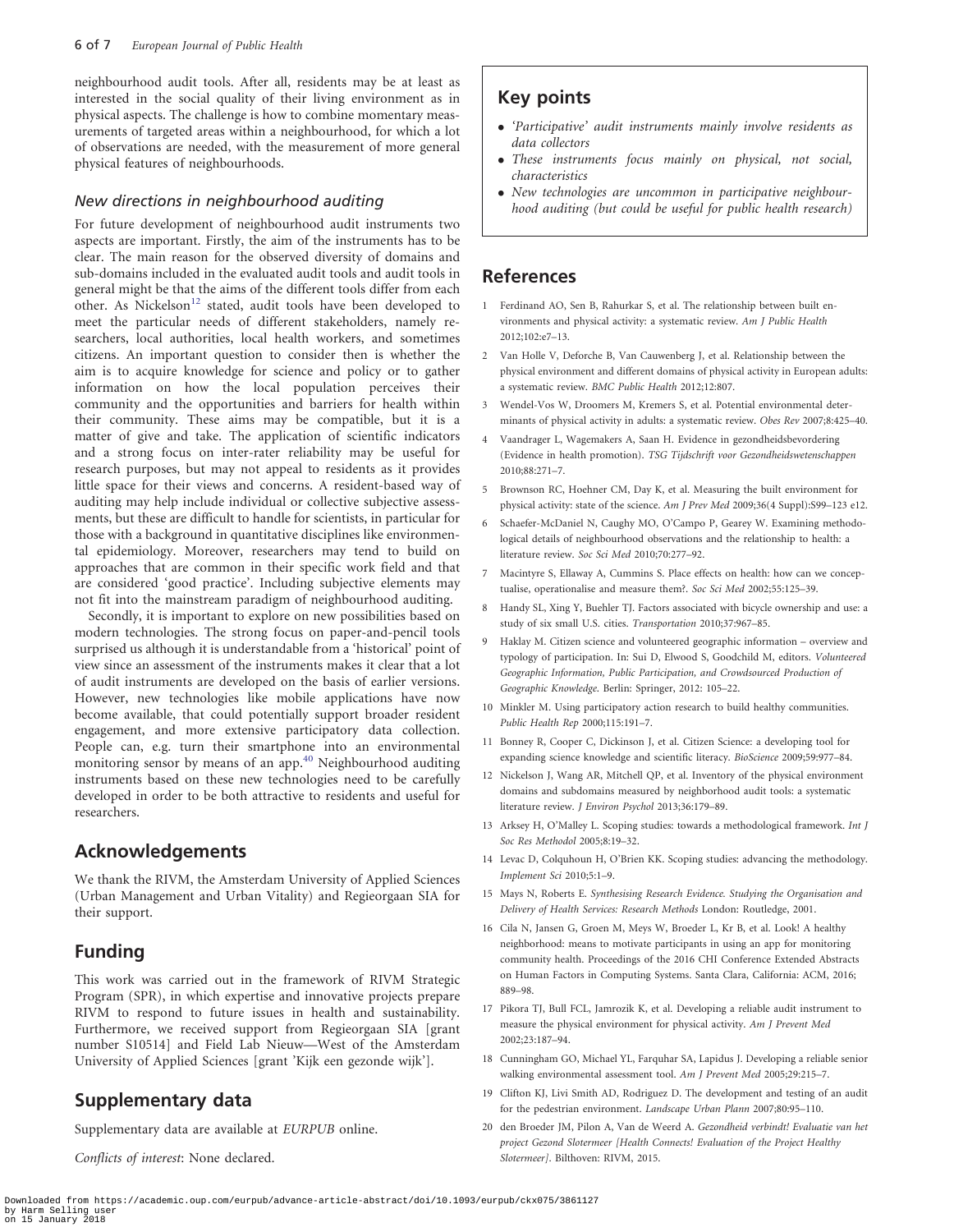neighbourhood audit tools. After all, residents may be at least as interested in the social quality of their living environment as in physical aspects. The challenge is how to combine momentary measurements of targeted areas within a neighbourhood, for which a lot of observations are needed, with the measurement of more general physical features of neighbourhoods.

### New directions in neighbourhood auditing

For future development of neighbourhood audit instruments two aspects are important. Firstly, the aim of the instruments has to be clear. The main reason for the observed diversity of domains and sub-domains included in the evaluated audit tools and audit tools in general might be that the aims of the different tools differ from each other. As Nickelson[12] stated, audit tools have been developed to meet the particular needs of different stakeholders, namely researchers, local authorities, local health workers, and sometimes citizens. An important question to consider then is whether the aim is to acquire knowledge for science and policy or to gather information on how the local population perceives their community and the opportunities and barriers for health within their community. These aims may be compatible, but it is a matter of give and take. The application of scientific indicators and a strong focus on inter-rater reliability may be useful for research purposes, but may not appeal to residents as it provides little space for their views and concerns. A resident-based way of auditing may help include individual or collective subjective assessments, but these are difficult to handle for scientists, in particular for those with a background in quantitative disciplines like environmental epidemiology. Moreover, researchers may tend to build on approaches that are common in their specific work field and that are considered 'good practice'. Including subjective elements may not fit into the mainstream paradigm of neighbourhood auditing.

Secondly, it is important to explore on new possibilities based on modern technologies. The strong focus on paper-and-pencil tools surprised us although it is understandable from a 'historical' point of view since an assessment of the instruments makes it clear that a lot of audit instruments are developed on the basis of earlier versions. However, new technologies like mobile applications have now become available, that could potentially support broader resident engagement, and more extensive participatory data collection. People can, e.g. turn their smartphone into an environmental monitoring sensor by means of an app.[40] Neighbourhood auditing instruments based on these new technologies need to be carefully developed in order to be both attractive to residents and useful for researchers.

## Acknowledgements

We thank the RIVM, the Amsterdam University of Applied Sciences (Urban Management and Urban Vitality) and Regieorgaan SIA for their support.

## Funding

This work was carried out in the framework of RIVM Strategic Program (SPR), in which expertise and innovative projects prepare RIVM to respond to future issues in health and sustainability. Furthermore, we received support from Regieorgaan SIA [grant number S10514] and Field Lab Nieuw—West of the Amsterdam University of Applied Sciences [grant 'Kijk een gezonde wijk'].

## Supplementary data

Supplementary data are available at *EURPUB* online.

*Conflicts of interest*: None declared.

## Key points

- *'Participative' audit instruments mainly involve residents as data collectors*
- *These instruments focus mainly on physical, not social, characteristics*
- *New technologies are uncommon in participative neighbourhood auditing (but could be useful for public health research)*

## References

1. Ferdinand AO, Sen B, Rahurkar S, et al. The relationship between built environments and physical activity: a systematic review. *Am J Public Health* 2012;102:e7–13.
2. Van Holle V, Deforche B, Van Cauwenberg J, et al. Relationship between the physical environment and different domains of physical activity in European adults: a systematic review. *BMC Public Health* 2012;12:807.
3. Wendel-Vos W, Droomers M, Kremers S, et al. Potential environmental determinants of physical activity in adults: a systematic review. *Obes Rev* 2007;8:425–40.
4. Vaandrager L, Wagemakers A, Saan H. Evidence in gezondheidsbevordering (Evidence in health promotion). *TSG Tijdschrift voor Gezondheidswetenschappen* 2010;88:271–7.
5. Brownson RC, Hoehner CM, Day K, et al. Measuring the built environment for physical activity: state of the science. *Am J Prev Med* 2009;36(4 Suppl):S99–123 e12.
6. Schaefer-McDaniel N, Caughy MO, O'Campo P, Gearey W. Examining methodological details of neighbourhood observations and the relationship to health: a literature review. *Soc Sci Med* 2010;70:277–92.
7. Macintyre S, Ellaway A, Cummins S. Place effects on health: how can we conceptualise, operationalise and measure them?. *Soc Sci Med* 2002;55:125–39.
8. Handy SL, Xing Y, Buehler TJ. Factors associated with bicycle ownership and use: a study of six small U.S. cities. *Transportation* 2010;37:967–85.
9. Haklay M. Citizen science and volunteered geographic information – overview and typology of participation. In: Sui D, Elwood S, Goodchild M, editors. *Volunteered Geographic Information, Public Participation, and Crowdsourced Production of Geographic Knowledge*. Berlin: Springer, 2012: 105–22.
10. Minkler M. Using participatory action research to build healthy communities. *Public Health Rep* 2000;115:191–7.
11. Bonney R, Cooper C, Dickinson J, et al. Citizen Science: a developing tool for expanding science knowledge and scientific literacy. *BioScience* 2009;59:977–84.
12. Nickelson J, Wang AR, Mitchell QP, et al. Inventory of the physical environment domains and subdomains measured by neighborhood audit tools: a systematic literature review. *J Environ Psychol* 2013;36:179–89.
13. Arksey H, O'Malley L. Scoping studies: towards a methodological framework. *Int J Soc Res Methodol* 2005;8:19–32.
14. Levac D, Colquhoun H, O'Brien KK. Scoping studies: advancing the methodology. *Implement Sci* 2010;5:1–9.
15. Mays N, Roberts E. *Synthesising Research Evidence. Studying the Organisation and Delivery of Health Services: Research Methods* London: Routledge, 2001.
16. Cila N, Jansen G, Groen M, Meys W, Broeder L, Kr B, et al. Look! A healthy neighborhood: means to motivate participants in using an app for monitoring community health. Proceedings of the 2016 CHI Conference Extended Abstracts on Human Factors in Computing Systems. Santa Clara, California: ACM, 2016; 889–98.
17. Pikora TJ, Bull FCL, Jamrozik K, et al. Developing a reliable audit instrument to measure the physical environment for physical activity. *Am J Prevent Med* 2002;23:187–94.
18. Cunningham GO, Michael YL, Farquhar SA, Lapidus J. Developing a reliable senior walking environmental assessment tool. *Am J Prevent Med* 2005;29:215–7.
19. Clifton KJ, Livi Smith AD, Rodriguez D. The development and testing of an audit for the pedestrian environment. *Landscape Urban Plann* 2007;80:95–110.
20. den Broeder JM, Pilon A, Van de Weerd A. *Gezondheid verbindt! Evaluatie van het project Gezond Slotermeer [Health Connects! Evaluation of the Project Healthy Slotermeer]*. Bilthoven: RIVM, 2015.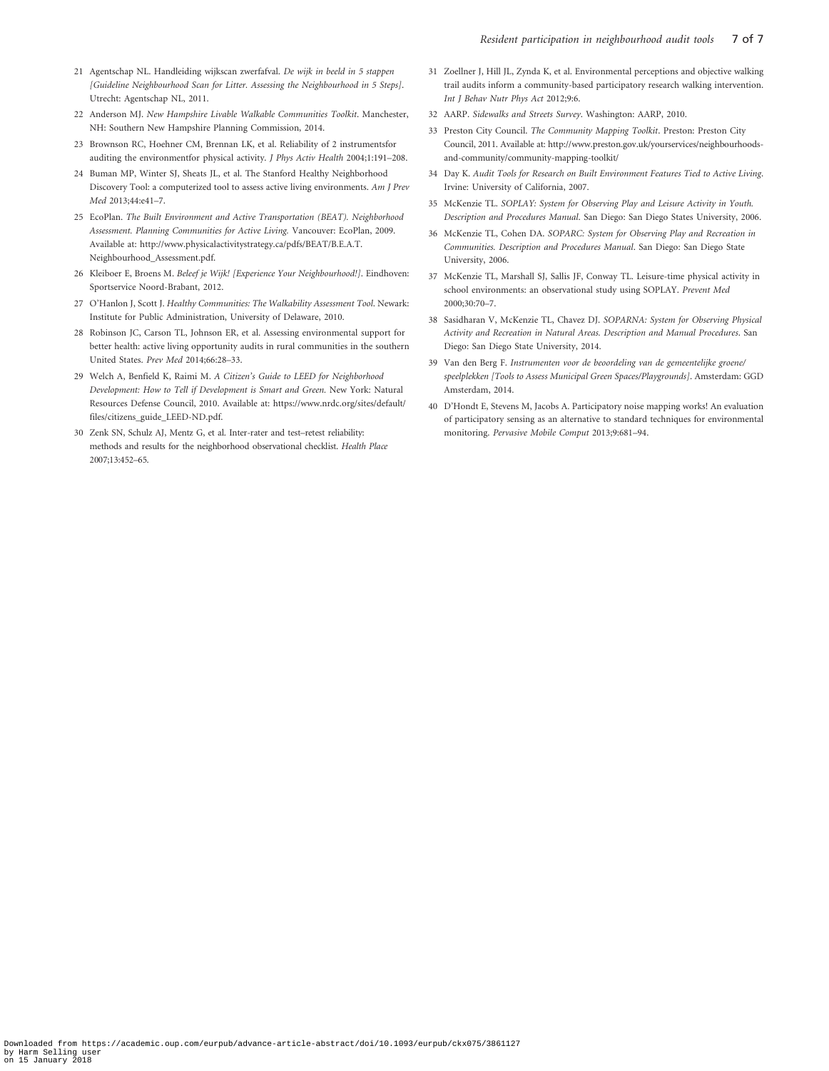21 Agentschap NL. Handleiding wijkscan zwerfafval. *De wijk in beeld in 5 stappen [Guideline Neighbourhood Scan for Litter. Assessing the Neighbourhood in 5 Steps]*. Utrecht: Agentschap NL, 2011.

22 Anderson MJ. *New Hampshire Livable Walkable Communities Toolkit*. Manchester, NH: Southern New Hampshire Planning Commission, 2014.

23 Brownson RC, Hoehner CM, Brennan LK, et al. Reliability of 2 instrumentsfor auditing the environmentfor physical activity. *J Phys Activ Health* 2004;1:191–208.

24 Buman MP, Winter SJ, Sheats JL, et al. The Stanford Healthy Neighborhood Discovery Tool: a computerized tool to assess active living environments. *Am J Prev Med* 2013;44:e41–7.

25 EcoPlan. *The Built Environment and Active Transportation (BEAT). Neighborhood Assessment. Planning Communities for Active Living*. Vancouver: EcoPlan, 2009. Available at: http://www.physicalactivitystrategy.ca/pdfs/BEAT/B.E.A.T. Neighbourhood_Assessment.pdf.

26 Kleiboer E, Broens M. *Beleef je Wijk! [Experience Your Neighbourhood!]*. Eindhoven: Sportservice Noord-Brabant, 2012.

27 O'Hanlon J, Scott J. *Healthy Communities: The Walkability Assessment Tool*. Newark: Institute for Public Administration, University of Delaware, 2010.

28 Robinson JC, Carson TL, Johnson ER, et al. Assessing environmental support for better health: active living opportunity audits in rural communities in the southern United States. *Prev Med* 2014;66:28–33.

29 Welch A, Benfield K, Raimi M. *A Citizen's Guide to LEED for Neighborhood Development: How to Tell if Development is Smart and Green*. New York: Natural Resources Defense Council, 2010. Available at: https://www.nrdc.org/sites/default/files/citizens_guide_LEED-ND.pdf.

30 Zenk SN, Schulz AJ, Mentz G, et al. Inter-rater and test–retest reliability: methods and results for the neighborhood observational checklist. *Health Place* 2007;13:452–65.

31 Zoellner J, Hill JL, Zynda K, et al. Environmental perceptions and objective walking trail audits inform a community-based participatory research walking intervention. *Int J Behav Nutr Phys Act* 2012;9:6.

32 AARP. *Sidewalks and Streets Survey*. Washington: AARP, 2010.

33 Preston City Council. *The Community Mapping Toolkit*. Preston: Preston City Council, 2011. Available at: http://www.preston.gov.uk/yourservices/neighbourhoods-and-community/community-mapping-toolkit/

34 Day K. *Audit Tools for Research on Built Environment Features Tied to Active Living*. Irvine: University of California, 2007.

35 McKenzie TL. *SOPLAY: System for Observing Play and Leisure Activity in Youth. Description and Procedures Manual*. San Diego: San Diego States University, 2006.

36 McKenzie TL, Cohen DA. *SOPARC: System for Observing Play and Recreation in Communities. Description and Procedures Manual*. San Diego: San Diego State University, 2006.

37 McKenzie TL, Marshall SJ, Sallis JF, Conway TL. Leisure-time physical activity in school environments: an observational study using SOPLAY. *Prevent Med* 2000;30:70–7.

38 Sasidharan V, McKenzie TL, Chavez DJ. *SOPARNA: System for Observing Physical Activity and Recreation in Natural Areas. Description and Manual Procedures*. San Diego: San Diego State University, 2014.

39 Van den Berg F. *Instrumenten voor de beoordeling van de gemeentelijke groene/speelplekken [Tools to Assess Municipal Green Spaces/Playgrounds]*. Amsterdam: GGD Amsterdam, 2014.

40 D'Hondt E, Stevens M, Jacobs A. Participatory noise mapping works! An evaluation of participatory sensing as an alternative to standard techniques for environmental monitoring. *Pervasive Mobile Comput* 2013;9:681–94.